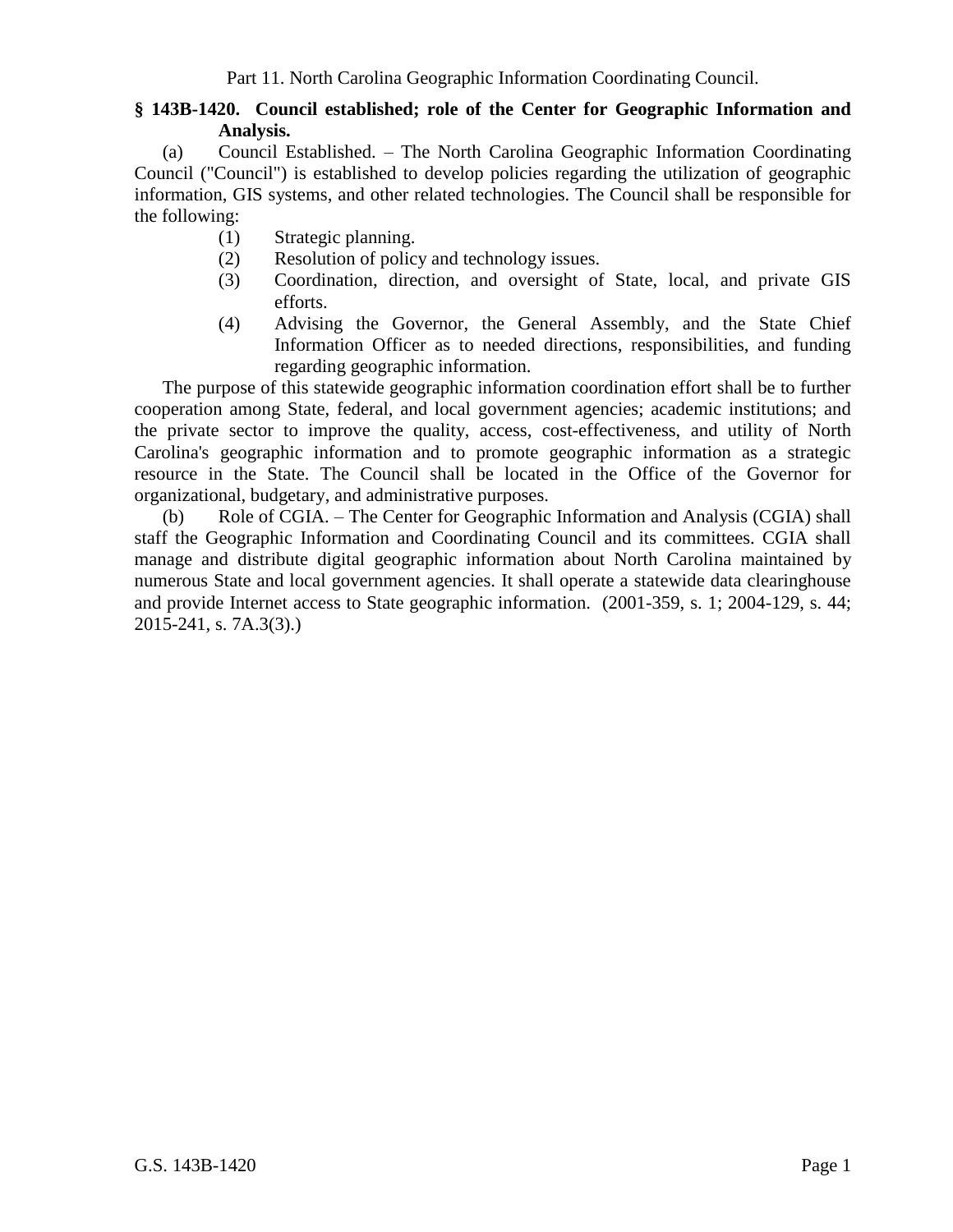Part 11. North Carolina Geographic Information Coordinating Council.

**§ 143B-1420. Council established; role of the Center for Geographic Information and Analysis.**

(a) Council Established. – The North Carolina Geographic Information Coordinating Council ("Council") is established to develop policies regarding the utilization of geographic information, GIS systems, and other related technologies. The Council shall be responsible for the following:

(1) Strategic planning.
(2) Resolution of policy and technology issues.
(3) Coordination, direction, and oversight of State, local, and private GIS efforts.
(4) Advising the Governor, the General Assembly, and the State Chief Information Officer as to needed directions, responsibilities, and funding regarding geographic information.

The purpose of this statewide geographic information coordination effort shall be to further cooperation among State, federal, and local government agencies; academic institutions; and the private sector to improve the quality, access, cost-effectiveness, and utility of North Carolina's geographic information and to promote geographic information as a strategic resource in the State. The Council shall be located in the Office of the Governor for organizational, budgetary, and administrative purposes.

(b) Role of CGIA. – The Center for Geographic Information and Analysis (CGIA) shall staff the Geographic Information and Coordinating Council and its committees. CGIA shall manage and distribute digital geographic information about North Carolina maintained by numerous State and local government agencies. It shall operate a statewide data clearinghouse and provide Internet access to State geographic information. (2001-359, s. 1; 2004-129, s. 44; 2015-241, s. 7A.3(3).)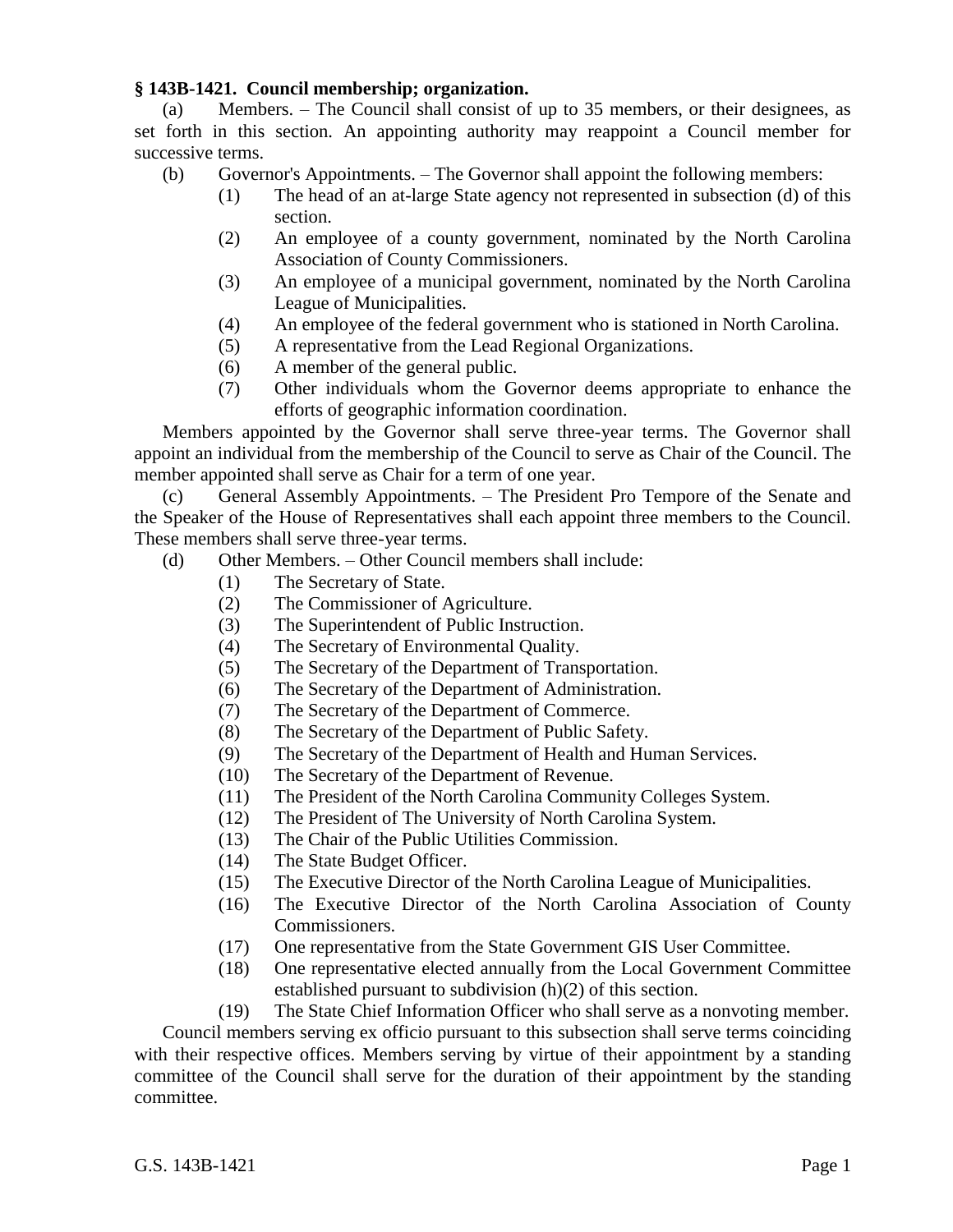**§ 143B-1421. Council membership; organization.**

(a) Members. – The Council shall consist of up to 35 members, or their designees, as set forth in this section. An appointing authority may reappoint a Council member for successive terms.

(b) Governor's Appointments. – The Governor shall appoint the following members:

- (1) The head of an at-large State agency not represented in subsection (d) of this section.
- (2) An employee of a county government, nominated by the North Carolina Association of County Commissioners.
- (3) An employee of a municipal government, nominated by the North Carolina League of Municipalities.
- (4) An employee of the federal government who is stationed in North Carolina.
- (5) A representative from the Lead Regional Organizations.
- (6) A member of the general public.
- (7) Other individuals whom the Governor deems appropriate to enhance the efforts of geographic information coordination.

Members appointed by the Governor shall serve three-year terms. The Governor shall appoint an individual from the membership of the Council to serve as Chair of the Council. The member appointed shall serve as Chair for a term of one year.

(c) General Assembly Appointments. – The President Pro Tempore of the Senate and the Speaker of the House of Representatives shall each appoint three members to the Council. These members shall serve three-year terms.

(d) Other Members. – Other Council members shall include:

- (1) The Secretary of State.
- (2) The Commissioner of Agriculture.
- (3) The Superintendent of Public Instruction.
- (4) The Secretary of Environmental Quality.
- (5) The Secretary of the Department of Transportation.
- (6) The Secretary of the Department of Administration.
- (7) The Secretary of the Department of Commerce.
- (8) The Secretary of the Department of Public Safety.
- (9) The Secretary of the Department of Health and Human Services.
- (10) The Secretary of the Department of Revenue.
- (11) The President of the North Carolina Community Colleges System.
- (12) The President of The University of North Carolina System.
- (13) The Chair of the Public Utilities Commission.
- (14) The State Budget Officer.
- (15) The Executive Director of the North Carolina League of Municipalities.
- (16) The Executive Director of the North Carolina Association of County Commissioners.
- (17) One representative from the State Government GIS User Committee.
- (18) One representative elected annually from the Local Government Committee established pursuant to subdivision (h)(2) of this section.
- (19) The State Chief Information Officer who shall serve as a nonvoting member.

Council members serving ex officio pursuant to this subsection shall serve terms coinciding with their respective offices. Members serving by virtue of their appointment by a standing committee of the Council shall serve for the duration of their appointment by the standing committee.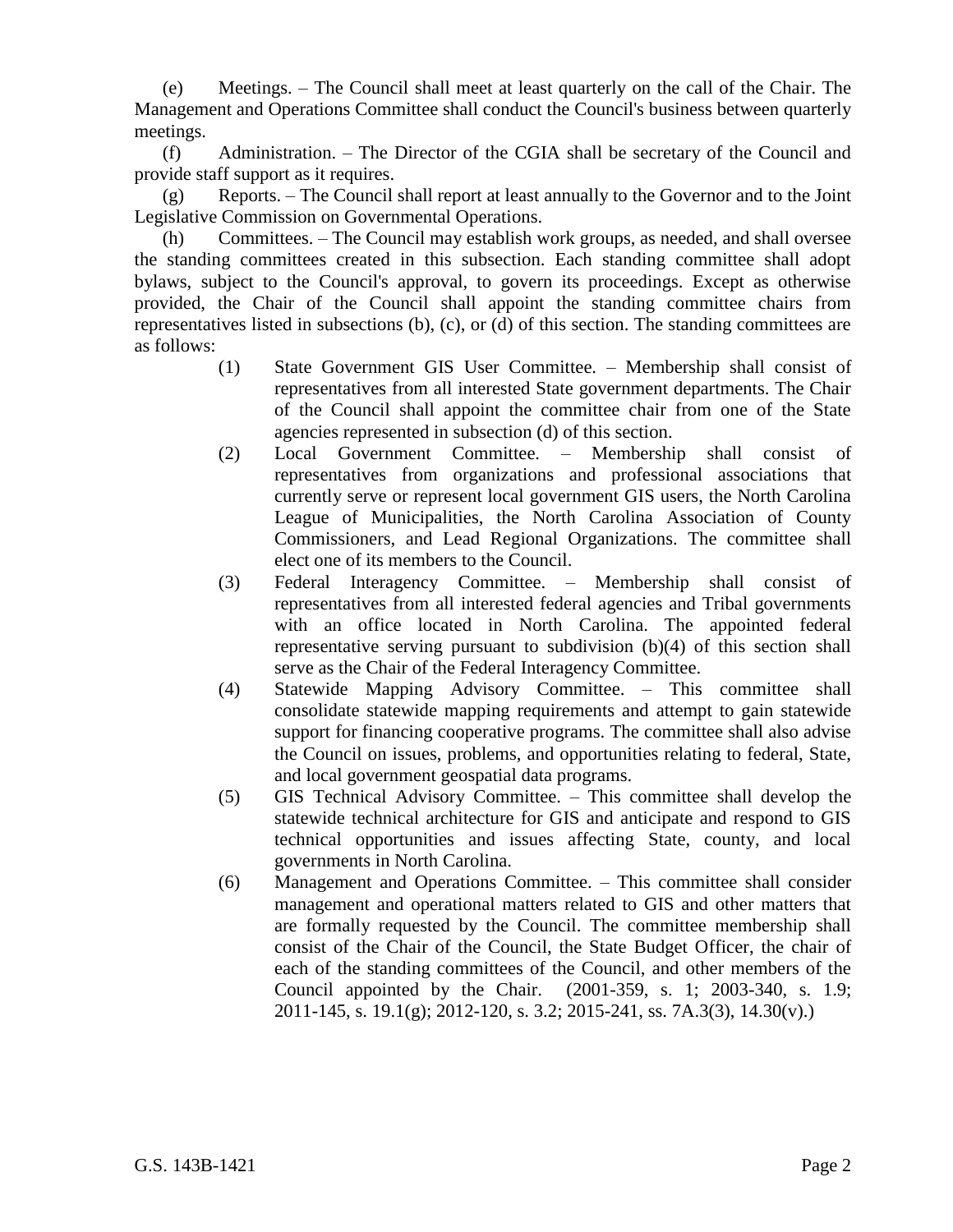(e) Meetings. – The Council shall meet at least quarterly on the call of the Chair. The Management and Operations Committee shall conduct the Council's business between quarterly meetings.

(f) Administration. – The Director of the CGIA shall be secretary of the Council and provide staff support as it requires.

(g) Reports. – The Council shall report at least annually to the Governor and to the Joint Legislative Commission on Governmental Operations.

(h) Committees. – The Council may establish work groups, as needed, and shall oversee the standing committees created in this subsection. Each standing committee shall adopt bylaws, subject to the Council's approval, to govern its proceedings. Except as otherwise provided, the Chair of the Council shall appoint the standing committee chairs from representatives listed in subsections (b), (c), or (d) of this section. The standing committees are as follows:

(1) State Government GIS User Committee. – Membership shall consist of representatives from all interested State government departments. The Chair of the Council shall appoint the committee chair from one of the State agencies represented in subsection (d) of this section.

(2) Local Government Committee. – Membership shall consist of representatives from organizations and professional associations that currently serve or represent local government GIS users, the North Carolina League of Municipalities, the North Carolina Association of County Commissioners, and Lead Regional Organizations. The committee shall elect one of its members to the Council.

(3) Federal Interagency Committee. – Membership shall consist of representatives from all interested federal agencies and Tribal governments with an office located in North Carolina. The appointed federal representative serving pursuant to subdivision (b)(4) of this section shall serve as the Chair of the Federal Interagency Committee.

(4) Statewide Mapping Advisory Committee. – This committee shall consolidate statewide mapping requirements and attempt to gain statewide support for financing cooperative programs. The committee shall also advise the Council on issues, problems, and opportunities relating to federal, State, and local government geospatial data programs.

(5) GIS Technical Advisory Committee. – This committee shall develop the statewide technical architecture for GIS and anticipate and respond to GIS technical opportunities and issues affecting State, county, and local governments in North Carolina.

(6) Management and Operations Committee. – This committee shall consider management and operational matters related to GIS and other matters that are formally requested by the Council. The committee membership shall consist of the Chair of the Council, the State Budget Officer, the chair of each of the standing committees of the Council, and other members of the Council appointed by the Chair. (2001-359, s. 1; 2003-340, s. 1.9; 2011-145, s. 19.1(g); 2012-120, s. 3.2; 2015-241, ss. 7A.3(3), 14.30(v).)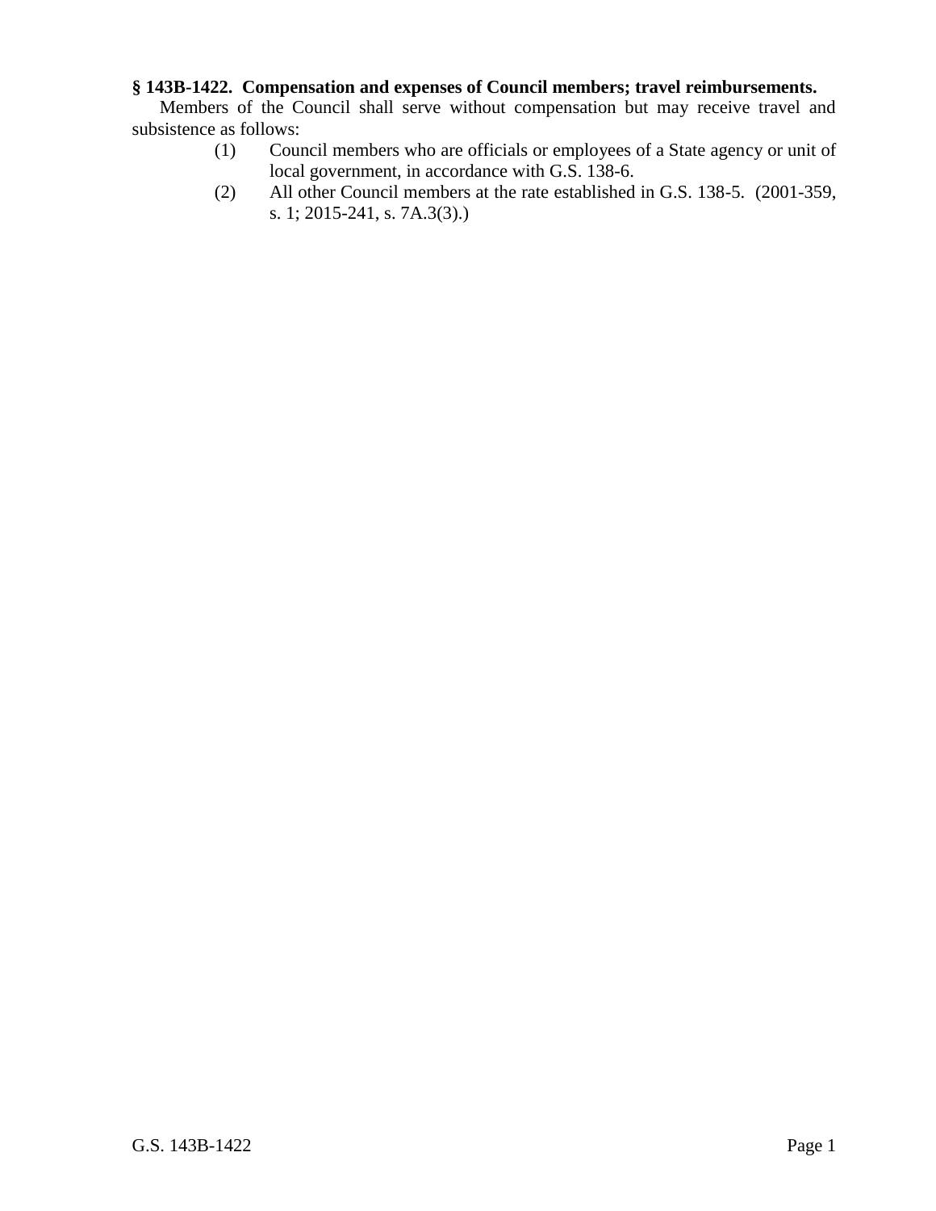**§ 143B-1422. Compensation and expenses of Council members; travel reimbursements.**

Members of the Council shall serve without compensation but may receive travel and subsistence as follows:

(1) Council members who are officials or employees of a State agency or unit of local government, in accordance with G.S. 138-6.

(2) All other Council members at the rate established in G.S. 138-5. (2001-359, s. 1; 2015-241, s. 7A.3(3).)